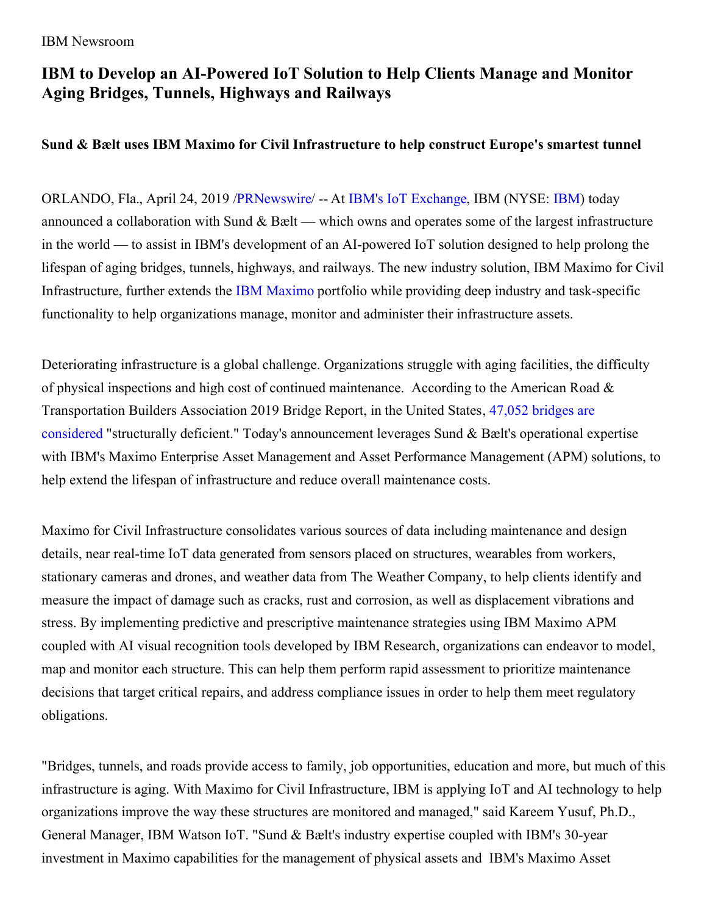IBM Newsroom

# IBM to Develop an AI-Powered IoT Solution to Help Clients Manage and Monitor Aging Bridges, Tunnels, Highways and Railways

### Sund & Bælt uses IBM Maximo for Civil Infrastructure to help construct Europe's smartest tunnel

ORLANDO, Fla., April 24, 2019 /PRNewswire/ -- At IBM's IoT Exchange, IBM (NYSE: IBM) today announced a collaboration with Sund & Bælt — which owns and operates some of the largest infrastructure in the world — to assist in IBM's development of an AI-powered IoT solution designed to help prolong the lifespan of aging bridges, tunnels, highways, and railways. The new industry solution, IBM Maximo for Civil Infrastructure, further extends the IBM Maximo portfolio while providing deep industry and task-specific functionality to help organizations manage, monitor and administer their infrastructure assets.

Deteriorating infrastructure is a global challenge. Organizations struggle with aging facilities, the difficulty of physical inspections and high cost of continued maintenance. According to the American Road & Transportation Builders Association 2019 Bridge Report, in the United States, 47,052 bridges are considered "structurally deficient." Today's announcement leverages Sund & Bælt's operational expertise with IBM's Maximo Enterprise Asset Management and Asset Performance Management (APM) solutions, to help extend the lifespan of infrastructure and reduce overall maintenance costs.

Maximo for Civil Infrastructure consolidates various sources of data including maintenance and design details, near real-time IoT data generated from sensors placed on structures, wearables from workers, stationary cameras and drones, and weather data from The Weather Company, to help clients identify and measure the impact of damage such as cracks, rust and corrosion, as well as displacement vibrations and stress. By implementing predictive and prescriptive maintenance strategies using IBM Maximo APM coupled with AI visual recognition tools developed by IBM Research, organizations can endeavor to model, map and monitor each structure. This can help them perform rapid assessment to prioritize maintenance decisions that target critical repairs, and address compliance issues in order to help them meet regulatory obligations.

"Bridges, tunnels, and roads provide access to family, job opportunities, education and more, but much of this infrastructure is aging. With Maximo for Civil Infrastructure, IBM is applying IoT and AI technology to help organizations improve the way these structures are monitored and managed," said Kareem Yusuf, Ph.D., General Manager, IBM Watson IoT. "Sund & Bælt's industry expertise coupled with IBM's 30-year investment in Maximo capabilities for the management of physical assets and IBM's Maximo Asset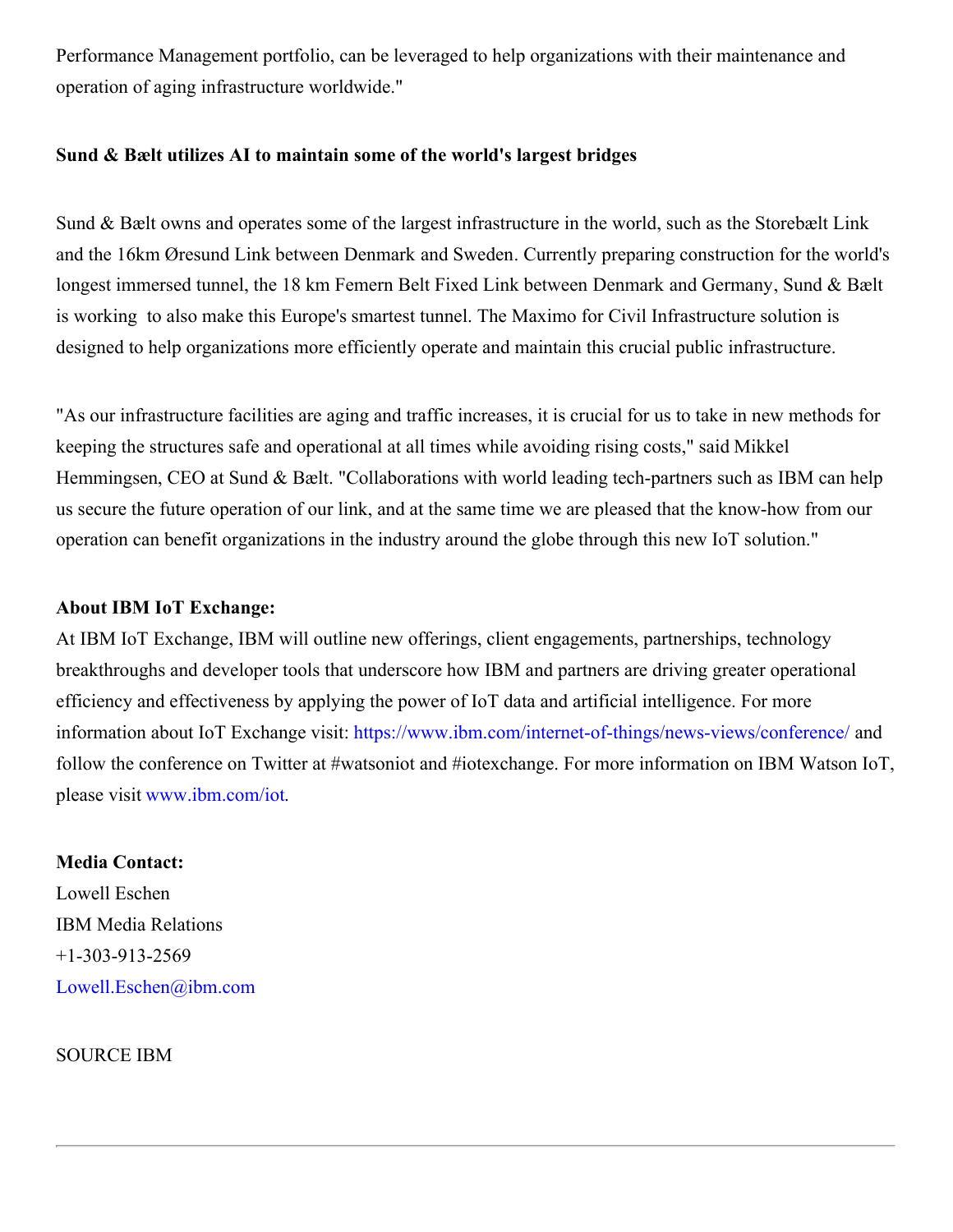Performance Management portfolio, can be leveraged to help organizations with their maintenance and operation of aging infrastructure worldwide."

**Sund & Bælt utilizes AI to maintain some of the world's largest bridges**

Sund & Bælt owns and operates some of the largest infrastructure in the world, such as the Storebælt Link and the 16km Øresund Link between Denmark and Sweden. Currently preparing construction for the world's longest immersed tunnel, the 18 km Femern Belt Fixed Link between Denmark and Germany, Sund & Bælt is working to also make this Europe's smartest tunnel. The Maximo for Civil Infrastructure solution is designed to help organizations more efficiently operate and maintain this crucial public infrastructure.

"As our infrastructure facilities are aging and traffic increases, it is crucial for us to take in new methods for keeping the structures safe and operational at all times while avoiding rising costs," said Mikkel Hemmingsen, CEO at Sund & Bælt. "Collaborations with world leading tech-partners such as IBM can help us secure the future operation of our link, and at the same time we are pleased that the know-how from our operation can benefit organizations in the industry around the globe through this new IoT solution."

**About IBM IoT Exchange:**

At IBM IoT Exchange, IBM will outline new offerings, client engagements, partnerships, technology breakthroughs and developer tools that underscore how IBM and partners are driving greater operational efficiency and effectiveness by applying the power of IoT data and artificial intelligence. For more information about IoT Exchange visit: https://www.ibm.com/internet-of-things/news-views/conference/ and follow the conference on Twitter at #watsoniot and #iotexchange. For more information on IBM Watson IoT, please visit www.ibm.com/iot.

**Media Contact:**

Lowell Eschen
IBM Media Relations
+1-303-913-2569
Lowell.Eschen@ibm.com

SOURCE IBM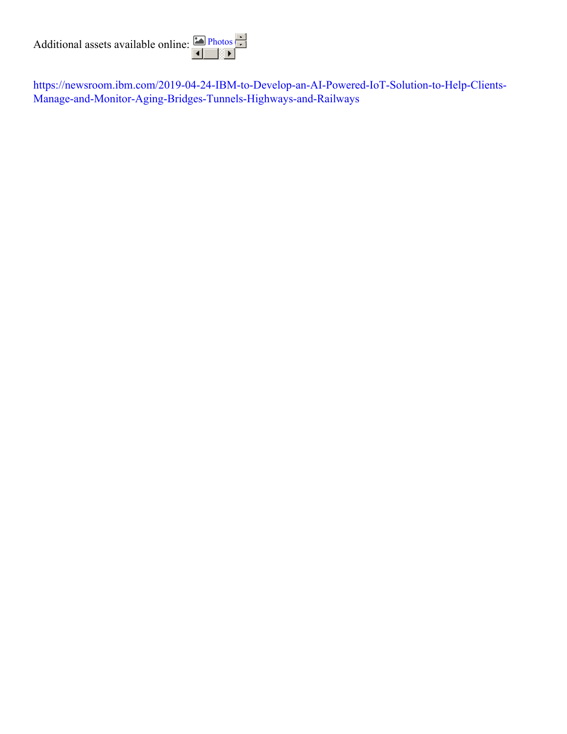Additional assets available online: Photos

https://newsroom.ibm.com/2019-04-24-IBM-to-Develop-an-AI-Powered-IoT-Solution-to-Help-Clients-Manage-and-Monitor-Aging-Bridges-Tunnels-Highways-and-Railways